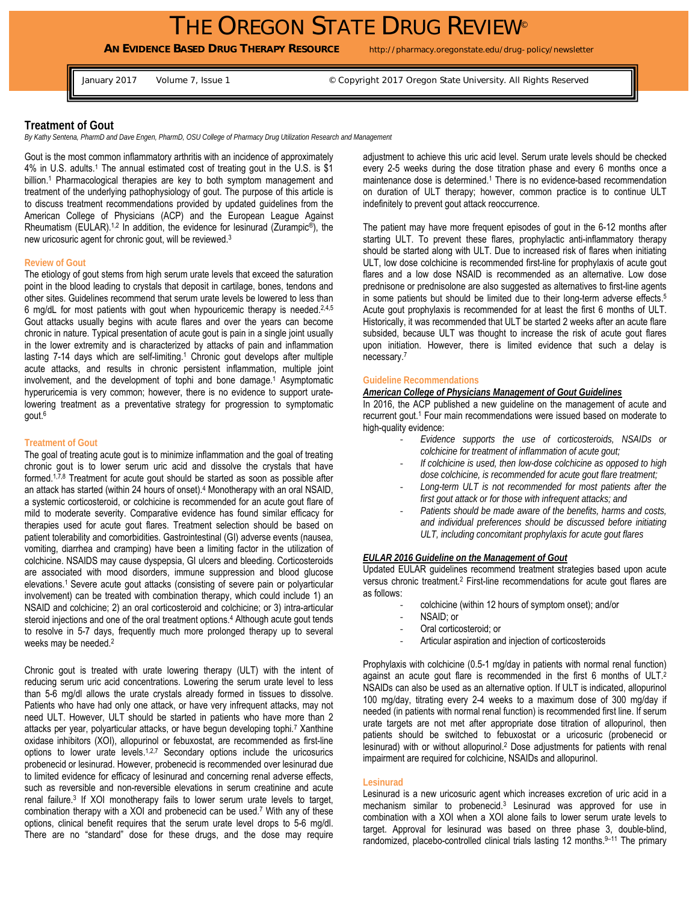# THE OREGON STATE DRUG REVIEW©

**AN EVIDENCE BASED DRUG THERAPY RESOURCE** http://pharmacy.oregonstate.edu/drug-policy/newsletter

January 2017 Volume 7, Issue 1 © Copyright 2017 Oregon State University. All Rights Reserved

## Treatment of Gout

*By Kathy Sentena, PharmD and Dave Engen, PharmD, OSU College of Pharmacy Drug Utilization Research and Management*

Gout is the most common inflammatory arthritis with an incidence of approximately 4% in U.S. adults.[1] The annual estimated cost of treating gout in the U.S. is $1 billion.[1] Pharmacological therapies are key to both symptom management and treatment of the underlying pathophysiology of gout. The purpose of this article is to discuss treatment recommendations provided by updated guidelines from the American College of Physicians (ACP) and the European League Against Rheumatism (EULAR).[1,2] In addition, the evidence for lesinurad (Zurampic®), the new uricosuric agent for chronic gout, will be reviewed.[3]

### Review of Gout

The etiology of gout stems from high serum urate levels that exceed the saturation point in the blood leading to crystals that deposit in cartilage, bones, tendons and other sites. Guidelines recommend that serum urate levels be lowered to less than 6 mg/dL for most patients with gout when hypouricemic therapy is needed.[2,4,5] Gout attacks usually begins with acute flares and over the years can become chronic in nature. Typical presentation of acute gout is pain in a single joint usually in the lower extremity and is characterized by attacks of pain and inflammation lasting 7-14 days which are self-limiting.[1] Chronic gout develops after multiple acute attacks, and results in chronic persistent inflammation, multiple joint involvement, and the development of tophi and bone damage.[1] Asymptomatic hyperuricemia is very common; however, there is no evidence to support urate-lowering treatment as a preventative strategy for progression to symptomatic gout.[6]

### Treatment of Gout

The goal of treating acute gout is to minimize inflammation and the goal of treating chronic gout is to lower serum uric acid and dissolve the crystals that have formed.[1,7,8] Treatment for acute gout should be started as soon as possible after an attack has started (within 24 hours of onset).[4] Monotherapy with an oral NSAID, a systemic corticosteroid, or colchicine is recommended for an acute gout flare of mild to moderate severity. Comparative evidence has found similar efficacy for therapies used for acute gout flares. Treatment selection should be based on patient tolerability and comorbidities. Gastrointestinal (GI) adverse events (nausea, vomiting, diarrhea and cramping) have been a limiting factor in the utilization of colchicine. NSAIDS may cause dyspepsia, GI ulcers and bleeding. Corticosteroids are associated with mood disorders, immune suppression and blood glucose elevations.[1] Severe acute gout attacks (consisting of severe pain or polyarticular involvement) can be treated with combination therapy, which could include 1) an NSAID and colchicine; 2) an oral corticosteroid and colchicine; or 3) intra-articular steroid injections and one of the oral treatment options.[4] Although acute gout tends to resolve in 5-7 days, frequently much more prolonged therapy up to several weeks may be needed.[2]

Chronic gout is treated with urate lowering therapy (ULT) with the intent of reducing serum uric acid concentrations. Lowering the serum urate level to less than 5-6 mg/dl allows the urate crystals already formed in tissues to dissolve. Patients who have had only one attack, or have very infrequent attacks, may not need ULT. However, ULT should be started in patients who have more than 2 attacks per year, polyarticular attacks, or have begun developing tophi.[7] Xanthine oxidase inhibitors (XOI), allopurinol or febuxostat, are recommended as first-line options to lower urate levels.[1,2,7] Secondary options include the uricosurics probenecid or lesinurad. However, probenecid is recommended over lesinurad due to limited evidence for efficacy of lesinurad and concerning renal adverse effects, such as reversible and non-reversible elevations in serum creatinine and acute renal failure.[3] If XOI monotherapy fails to lower serum urate levels to target, combination therapy with a XOI and probenecid can be used.[7] With any of these options, clinical benefit requires that the serum urate level drops to 5-6 mg/dl. There are no "standard" dose for these drugs, and the dose may require adjustment to achieve this uric acid level. Serum urate levels should be checked every 2-5 weeks during the dose titration phase and every 6 months once a maintenance dose is determined.[1] There is no evidence-based recommendation on duration of ULT therapy; however, common practice is to continue ULT indefinitely to prevent gout attack reoccurrence.

The patient may have more frequent episodes of gout in the 6-12 months after starting ULT. To prevent these flares, prophylactic anti-inflammatory therapy should be started along with ULT. Due to increased risk of flares when initiating ULT, low dose colchicine is recommended first-line for prophylaxis of acute gout flares and a low dose NSAID is recommended as an alternative. Low dose prednisone or prednisolone are also suggested as alternatives to first-line agents in some patients but should be limited due to their long-term adverse effects.[5] Acute gout prophylaxis is recommended for at least the first 6 months of ULT. Historically, it was recommended that ULT be started 2 weeks after an acute flare subsided, because ULT was thought to increase the risk of acute gout flares upon initiation. However, there is limited evidence that such a delay is necessary.[7]

### Guideline Recommendations

***American College of Physicians Management of Gout Guidelines***

In 2016, the ACP published a new guideline on the management of acute and recurrent gout.[1] Four main recommendations were issued based on moderate to high-quality evidence:

- *Evidence supports the use of corticosteroids, NSAIDs or colchicine for treatment of inflammation of acute gout;*
- *If colchicine is used, then low-dose colchicine as opposed to high dose colchicine, is recommended for acute gout flare treatment;*
- *Long-term ULT is not recommended for most patients after the first gout attack or for those with infrequent attacks; and*
- *Patients should be made aware of the benefits, harms and costs, and individual preferences should be discussed before initiating ULT, including concomitant prophylaxis for acute gout flares*

***EULAR 2016 Guideline on the Management of Gout***

Updated EULAR guidelines recommend treatment strategies based upon acute versus chronic treatment.[2] First-line recommendations for acute gout flares are as follows:

- colchicine (within 12 hours of symptom onset); and/or
- NSAID; or
- Oral corticosteroid; or
- Articular aspiration and injection of corticosteroids

Prophylaxis with colchicine (0.5-1 mg/day in patients with normal renal function) against an acute gout flare is recommended in the first 6 months of ULT.[2] NSAIDs can also be used as an alternative option. If ULT is indicated, allopurinol 100 mg/day, titrating every 2-4 weeks to a maximum dose of 300 mg/day if needed (in patients with normal renal function) is recommended first line. If serum urate targets are not met after appropriate dose titration of allopurinol, then patients should be switched to febuxostat or a uricosuric (probenecid or lesinurad) with or without allopurinol.[2] Dose adjustments for patients with renal impairment are required for colchicine, NSAIDs and allopurinol.

### Lesinurad

Lesinurad is a new uricosuric agent which increases excretion of uric acid in a mechanism similar to probenecid.[3] Lesinurad was approved for use in combination with a XOI when a XOI alone fails to lower serum urate levels to target. Approval for lesinurad was based on three phase 3, double-blind, randomized, placebo-controlled clinical trials lasting 12 months.[9–11] The primary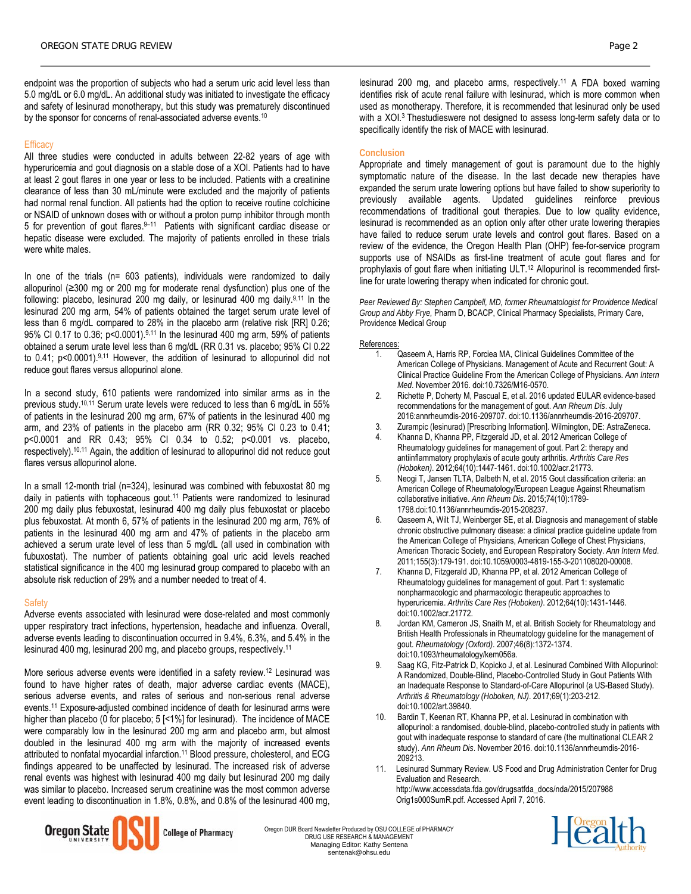endpoint was the proportion of subjects who had a serum uric acid level less than 5.0 mg/dL or 6.0 mg/dL. An additional study was initiated to investigate the efficacy and safety of lesinurad monotherapy, but this study was prematurely discontinued by the sponsor for concerns of renal-associated adverse events.[10]

### Efficacy

All three studies were conducted in adults between 22-82 years of age with hyperuricemia and gout diagnosis on a stable dose of a XOI. Patients had to have at least 2 gout flares in one year or less to be included. Patients with a creatinine clearance of less than 30 mL/minute were excluded and the majority of patients had normal renal function. All patients had the option to receive routine colchicine or NSAID of unknown doses with or without a proton pump inhibitor through month 5 for prevention of gout flares.[9–11] Patients with significant cardiac disease or hepatic disease were excluded. The majority of patients enrolled in these trials were white males.

In one of the trials (n= 603 patients), individuals were randomized to daily allopurinol (≥300 mg or 200 mg for moderate renal dysfunction) plus one of the following: placebo, lesinurad 200 mg daily, or lesinurad 400 mg daily.[9,11] In the lesinurad 200 mg arm, 54% of patients obtained the target serum urate level of less than 6 mg/dL compared to 28% in the placebo arm (relative risk [RR] 0.26; 95% CI 0.17 to 0.36; p<0.0001).[9,11] In the lesinurad 400 mg arm, 59% of patients obtained a serum urate level less than 6 mg/dL (RR 0.31 vs. placebo; 95% CI 0.22 to 0.41; p<0.0001).[9,11] However, the addition of lesinurad to allopurinol did not reduce gout flares versus allopurinol alone.

In a second study, 610 patients were randomized into similar arms as in the previous study.[10,11] Serum urate levels were reduced to less than 6 mg/dL in 55% of patients in the lesinurad 200 mg arm, 67% of patients in the lesinurad 400 mg arm, and 23% of patients in the placebo arm (RR 0.32; 95% CI 0.23 to 0.41; p<0.0001 and RR 0.43; 95% CI 0.34 to 0.52; p<0.001 vs. placebo, respectively).[10,11] Again, the addition of lesinurad to allopurinol did not reduce gout flares versus allopurinol alone.

In a small 12-month trial (n=324), lesinurad was combined with febuxostat 80 mg daily in patients with tophaceous gout.[11] Patients were randomized to lesinurad 200 mg daily plus febuxostat, lesinurad 400 mg daily plus febuxostat or placebo plus febuxostat. At month 6, 57% of patients in the lesinurad 200 mg arm, 76% of patients in the lesinurad 400 mg arm and 47% of patients in the placebo arm achieved a serum urate level of less than 5 mg/dL (all used in combination with fubuxostat). The number of patients obtaining goal uric acid levels reached statistical significance in the 400 mg lesinurad group compared to placebo with an absolute risk reduction of 29% and a number needed to treat of 4.

### Safety

Adverse events associated with lesinurad were dose-related and most commonly upper respiratory tract infections, hypertension, headache and influenza. Overall, adverse events leading to discontinuation occurred in 9.4%, 6.3%, and 5.4% in the lesinurad 400 mg, lesinurad 200 mg, and placebo groups, respectively.[11]

More serious adverse events were identified in a safety review.[12] Lesinurad was found to have higher rates of death, major adverse cardiac events (MACE), serious adverse events, and rates of serious and non-serious renal adverse events.[11] Exposure-adjusted combined incidence of death for lesinurad arms were higher than placebo (0 for placebo; 5 [<1%] for lesinurad). The incidence of MACE were comparably low in the lesinurad 200 mg arm and placebo arm, but almost doubled in the lesinurad 400 mg arm with the majority of increased events attributed to nonfatal myocardial infarction.[11] Blood pressure, cholesterol, and ECG findings appeared to be unaffected by lesinurad. The increased risk of adverse renal events was highest with lesinurad 400 mg daily but lesinurad 200 mg daily was similar to placebo. Increased serum creatinine was the most common adverse event leading to discontinuation in 1.8%, 0.8%, and 0.8% of the lesinurad 400 mg, lesinurad 200 mg, and placebo arms, respectively.[11] A FDA boxed warning identifies risk of acute renal failure with lesinurad, which is more common when used as monotherapy. Therefore, it is recommended that lesinurad only be used with a XOI.[3] Thestudieswere not designed to assess long-term safety data or to specifically identify the risk of MACE with lesinurad.

### Conclusion

Appropriate and timely management of gout is paramount due to the highly symptomatic nature of the disease. In the last decade new therapies have expanded the serum urate lowering options but have failed to show superiority to previously available agents. Updated guidelines reinforce previous recommendations of traditional gout therapies. Due to low quality evidence, lesinurad is recommended as an option only after other urate lowering therapies have failed to reduce serum urate levels and control gout flares. Based on a review of the evidence, the Oregon Health Plan (OHP) fee-for-service program supports use of NSAIDs as first-line treatment of acute gout flares and for prophylaxis of gout flare when initiating ULT.[12] Allopurinol is recommended first-line for urate lowering therapy when indicated for chronic gout.

*Peer Reviewed By: Stephen Campbell, MD, former Rheumatologist for Providence Medical Group and Abby Frye,* Pharm D, BCACP, Clinical Pharmacy Specialists, Primary Care, Providence Medical Group

References:

1. Qaseem A, Harris RP, Forciea MA, Clinical Guidelines Committee of the American College of Physicians. Management of Acute and Recurrent Gout: A Clinical Practice Guideline From the American College of Physicians. *Ann Intern Med*. November 2016. doi:10.7326/M16-0570.
2. Richette P, Doherty M, Pascual E, et al. 2016 updated EULAR evidence-based recommendations for the management of gout. *Ann Rheum Dis*. July 2016:annrheumdis-2016-209707. doi:10.1136/annrheumdis-2016-209707.
3. Zurampic (lesinurad) [Prescribing Information]. Wilmington, DE: AstraZeneca.
4. Khanna D, Khanna PP, Fitzgerald JD, et al. 2012 American College of Rheumatology guidelines for management of gout. Part 2: therapy and antiinflammatory prophylaxis of acute gouty arthritis. *Arthritis Care Res (Hoboken)*. 2012;64(10):1447-1461. doi:10.1002/acr.21773.
5. Neogi T, Jansen TLTA, Dalbeth N, et al. 2015 Gout classification criteria: an American College of Rheumatology/European League Against Rheumatism collaborative initiative. *Ann Rheum Dis*. 2015;74(10):1789-1798.doi:10.1136/annrheumdis-2015-208237.
6. Qaseem A, Wilt TJ, Weinberger SE, et al. Diagnosis and management of stable chronic obstructive pulmonary disease: a clinical practice guideline update from the American College of Physicians, American College of Chest Physicians, American Thoracic Society, and European Respiratory Society. *Ann Intern Med*. 2011;155(3):179-191. doi:10.1059/0003-4819-155-3-201108020-00008.
7. Khanna D, Fitzgerald JD, Khanna PP, et al. 2012 American College of Rheumatology guidelines for management of gout. Part 1: systematic nonpharmacologic and pharmacologic therapeutic approaches to hyperuricemia. *Arthritis Care Res (Hoboken)*. 2012;64(10):1431-1446. doi:10.1002/acr.21772.
8. Jordan KM, Cameron JS, Snaith M, et al. British Society for Rheumatology and British Health Professionals in Rheumatology guideline for the management of gout. *Rheumatology (Oxford)*. 2007;46(8):1372-1374. doi:10.1093/rheumatology/kem056a.
9. Saag KG, Fitz-Patrick D, Kopicko J, et al. Lesinurad Combined With Allopurinol: A Randomized, Double-Blind, Placebo-Controlled Study in Gout Patients With an Inadequate Response to Standard-of-Care Allopurinol (a US-Based Study). *Arthritis & Rheumatology (Hoboken, NJ)*. 2017;69(1):203-212. doi:10.1002/art.39840.
10. Bardin T, Keenan RT, Khanna PP, et al. Lesinurad in combination with allopurinol: a randomised, double-blind, placebo-controlled study in patients with gout with inadequate response to standard of care (the multinational CLEAR 2 study). *Ann Rheum Dis*. November 2016. doi:10.1136/annrheumdis-2016-209213.
11. Lesinurad Summary Review. US Food and Drug Administration Center for Drug Evaluation and Research. http://www.accessdata.fda.gov/drugsatfda_docs/nda/2015/207988Orig1s000SumR.pdf. Accessed April 7, 2016.

Oregon DUR Board Newsletter Produced by OSU COLLEGE of PHARMACY
DRUG USE RESEARCH & MANAGEMENT
Managing Editor: Kathy Sentena
sentenak@ohsu.edu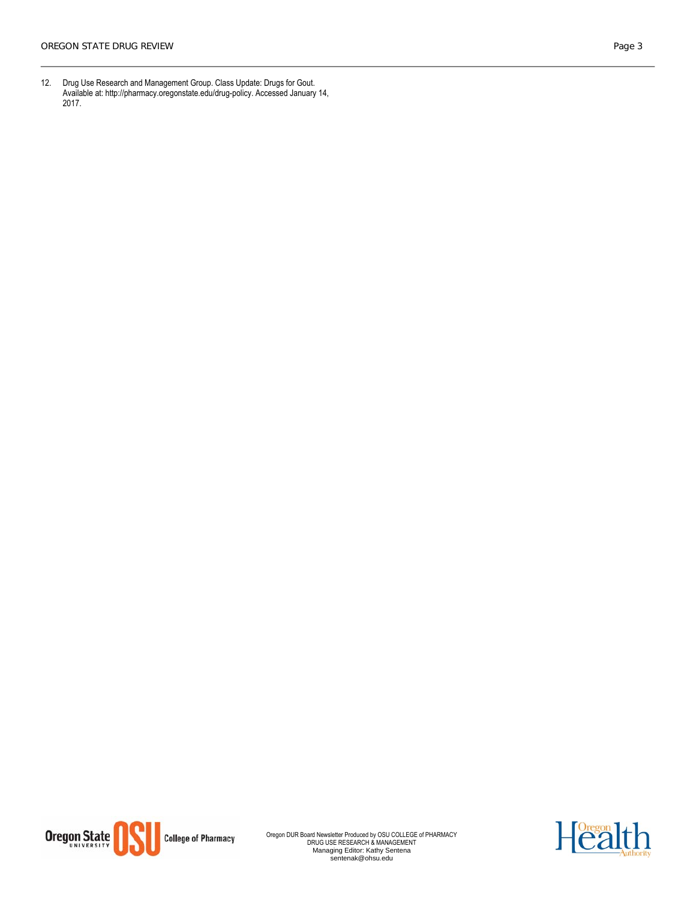12. Drug Use Research and Management Group. Class Update: Drugs for Gout. Available at: http://pharmacy.oregonstate.edu/drug-policy. Accessed January 14, 2017.

Oregon DUR Board Newsletter Produced by OSU COLLEGE of PHARMACY
DRUG USE RESEARCH & MANAGEMENT
Managing Editor: Kathy Sentena
sentenak@ohsu.edu